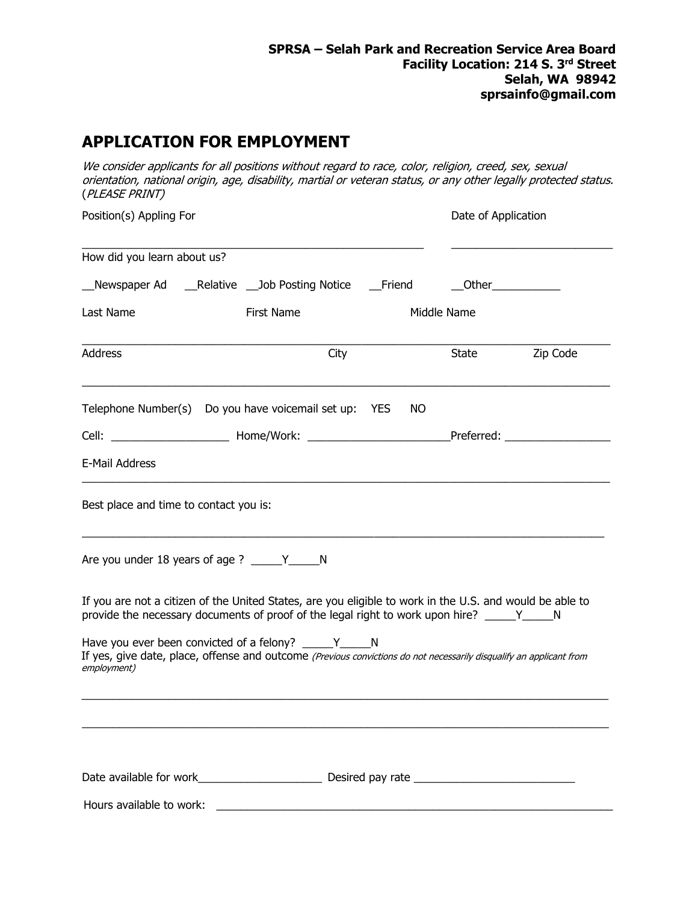**SPRSA – Selah Park and Recreation Service Area Board**
**Facility Location: 214 S. 3rd Street**
**Selah, WA 98942**
**sprsainfo@gmail.com**

# APPLICATION FOR EMPLOYMENT

*We consider applicants for all positions without regard to race, color, religion, creed, sex, sexual orientation, national origin, age, disability, martial or veteran status, or any other legally protected status.* (*PLEASE PRINT)*

Position(s) Appling For                                                                Date of Application

_________________________________________________________     __________________________

How did you learn about us?

__Newspaper Ad   __Relative   __Job Posting Notice   __Friend   __Other___________

Last Name                    First Name                    Middle Name

________________________________________________________________________________________

Address                                        City                    State          Zip Code

________________________________________________________________________________________

Telephone Number(s)   Do you have voicemail set up:   YES   NO

Cell: ___________________  Home/Work: ______________________Preferred: _________________

E-Mail Address

________________________________________________________________________________________

Best place and time to contact you is:

________________________________________________________________________________________

Are you under 18 years of age ? _____Y_____N

If you are not a citizen of the United States, are you eligible to work in the U.S. and would be able to provide the necessary documents of proof of the legal right to work upon hire? _____Y_____N

Have you ever been convicted of a felony? _____Y_____N
If yes, give date, place, offense and outcome *(Previous convictions do not necessarily disqualify an applicant from employment)*

________________________________________________________________________________________

________________________________________________________________________________________

Date available for work____________________ Desired pay rate __________________________

Hours available to work: ____________________________________________________________________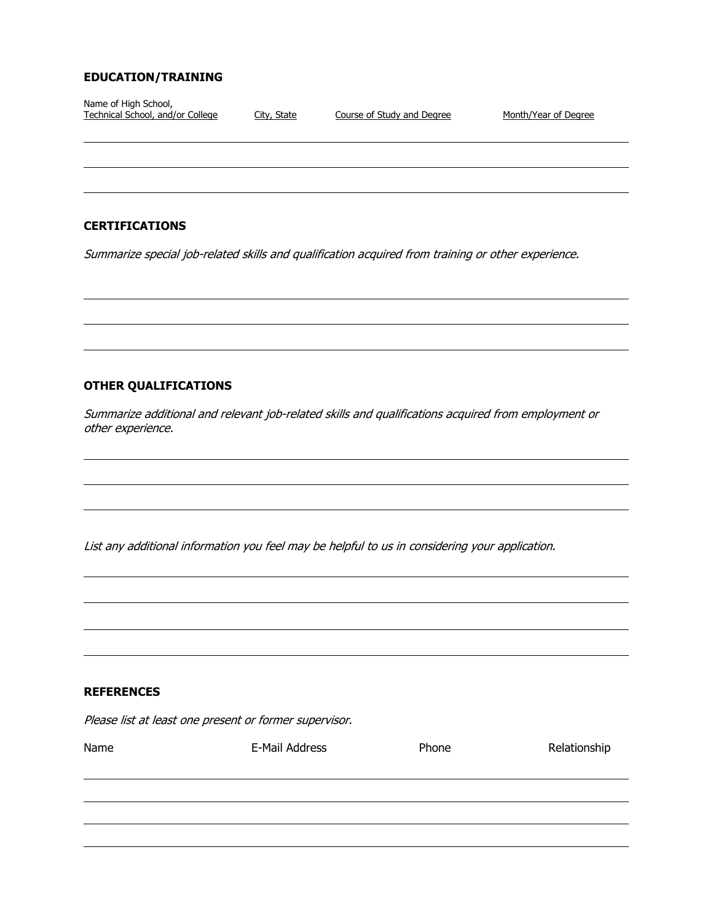## EDUCATION/TRAINING

| Name of High School, Technical School, and/or College | City, State | Course of Study and Degree | Month/Year of Degree |
|---|---|---|---|
| | | | |
| | | | |
| | | | |

## CERTIFICATIONS

*Summarize special job-related skills and qualification acquired from training or other experience.*

## OTHER QUALIFICATIONS

*Summarize additional and relevant job-related skills and qualifications acquired from employment or other experience.*

*List any additional information you feel may be helpful to us in considering your application.*

## REFERENCES

*Please list at least one present or former supervisor.*

| Name | E-Mail Address | Phone | Relationship |
|---|---|---|---|
| | | | |
| | | | |
| | | | |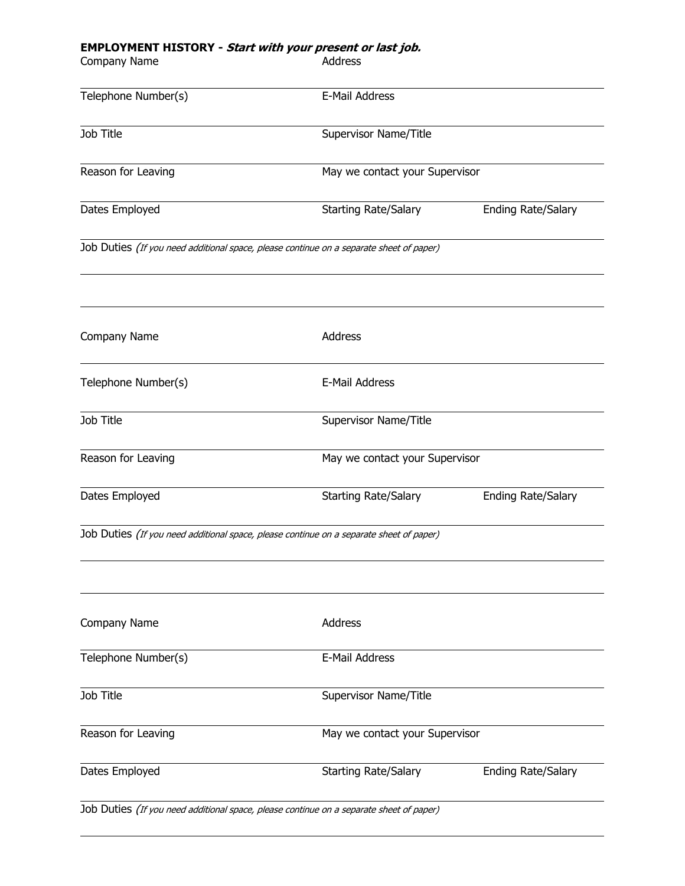**EMPLOYMENT HISTORY - *Start with your present or last job.***

Company Name | Address

Telephone Number(s) | E-Mail Address

Job Title | Supervisor Name/Title

Reason for Leaving | May we contact your Supervisor

Dates Employed | Starting Rate/Salary | Ending Rate/Salary

Job Duties *(If you need additional space, please continue on a separate sheet of paper)*

---

Company Name | Address

Telephone Number(s) | E-Mail Address

Job Title | Supervisor Name/Title

Reason for Leaving | May we contact your Supervisor

Dates Employed | Starting Rate/Salary | Ending Rate/Salary

Job Duties *(If you need additional space, please continue on a separate sheet of paper)*

---

Company Name | Address

Telephone Number(s) | E-Mail Address

Job Title | Supervisor Name/Title

Reason for Leaving | May we contact your Supervisor

Dates Employed | Starting Rate/Salary | Ending Rate/Salary

Job Duties *(If you need additional space, please continue on a separate sheet of paper)*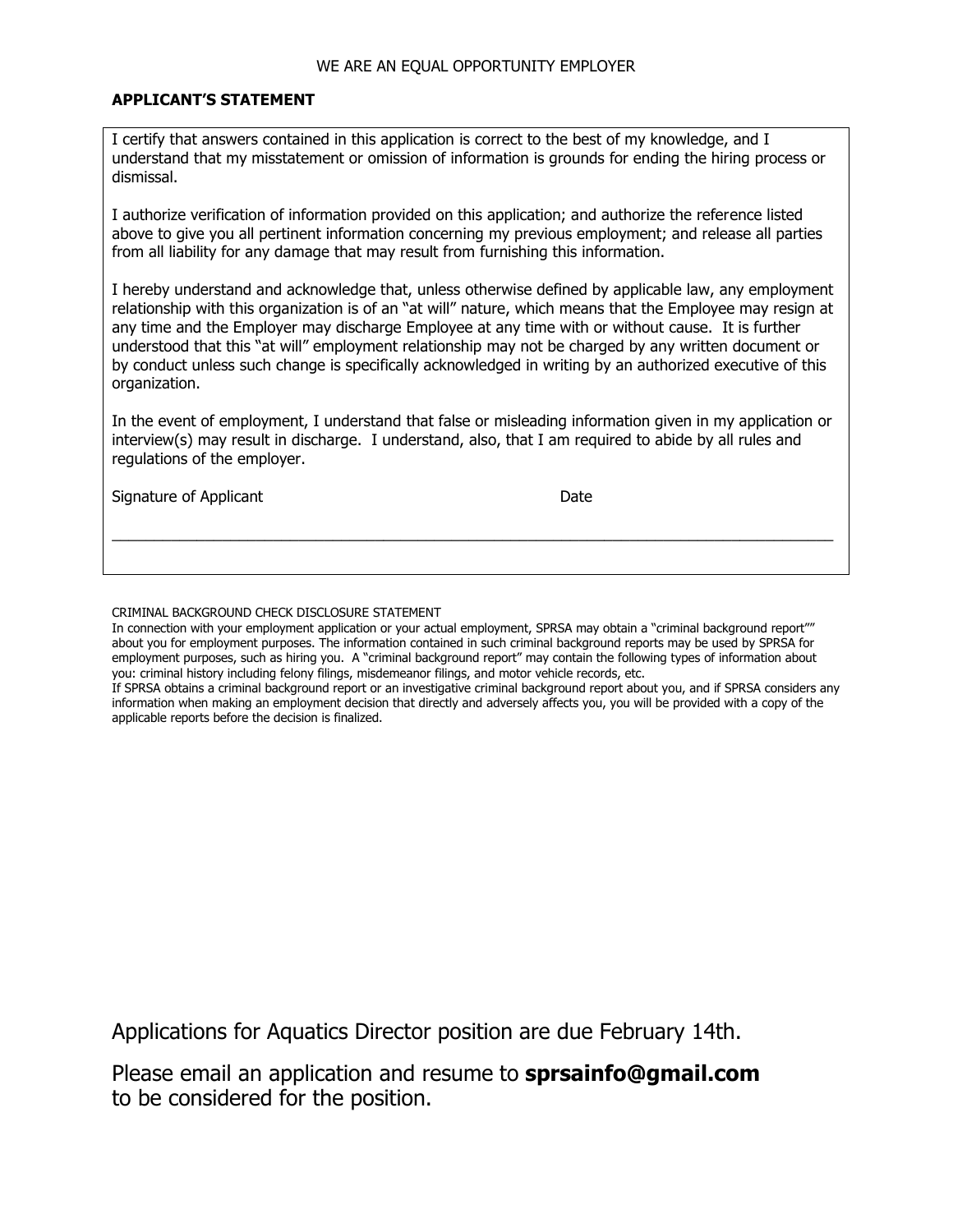WE ARE AN EQUAL OPPORTUNITY EMPLOYER

**APPLICANT'S STATEMENT**

I certify that answers contained in this application is correct to the best of my knowledge, and I understand that my misstatement or omission of information is grounds for ending the hiring process or dismissal.

I authorize verification of information provided on this application; and authorize the reference listed above to give you all pertinent information concerning my previous employment; and release all parties from all liability for any damage that may result from furnishing this information.

I hereby understand and acknowledge that, unless otherwise defined by applicable law, any employment relationship with this organization is of an "at will" nature, which means that the Employee may resign at any time and the Employer may discharge Employee at any time with or without cause. It is further understood that this "at will" employment relationship may not be charged by any written document or by conduct unless such change is specifically acknowledged in writing by an authorized executive of this organization.

In the event of employment, I understand that false or misleading information given in my application or interview(s) may result in discharge. I understand, also, that I am required to abide by all rules and regulations of the employer.

Signature of Applicant Date

\_\_\_\_\_\_\_\_\_\_\_\_\_\_\_\_\_\_\_\_\_\_\_\_\_\_\_\_\_\_\_\_\_\_\_\_\_\_\_\_\_\_\_\_\_\_\_\_\_\_\_\_\_\_\_\_\_\_\_\_\_\_\_\_\_\_\_\_\_\_\_\_\_\_

CRIMINAL BACKGROUND CHECK DISCLOSURE STATEMENT

In connection with your employment application or your actual employment, SPRSA may obtain a "criminal background report"" about you for employment purposes. The information contained in such criminal background reports may be used by SPRSA for employment purposes, such as hiring you. A "criminal background report" may contain the following types of information about you: criminal history including felony filings, misdemeanor filings, and motor vehicle records, etc.

If SPRSA obtains a criminal background report or an investigative criminal background report about you, and if SPRSA considers any information when making an employment decision that directly and adversely affects you, you will be provided with a copy of the applicable reports before the decision is finalized.

Applications for Aquatics Director position are due February 14th.

Please email an application and resume to **sprsainfo@gmail.com** to be considered for the position.